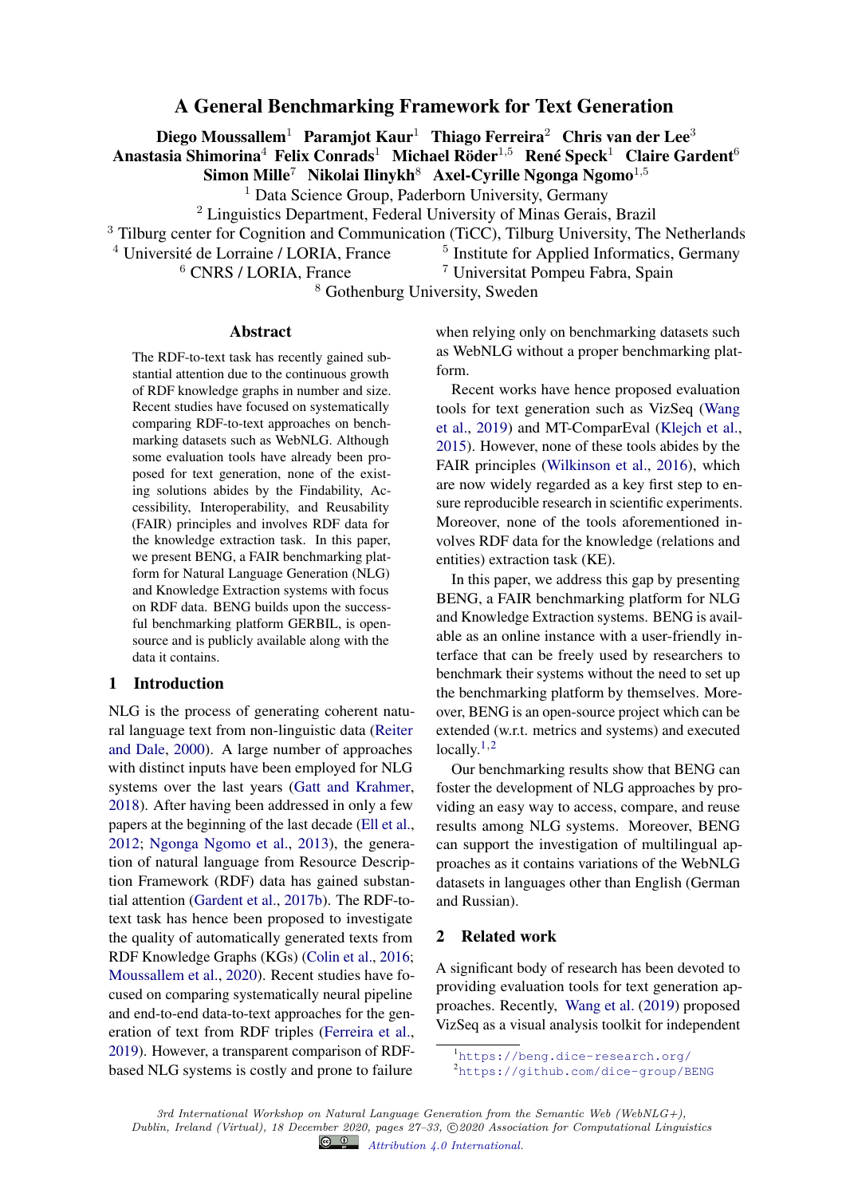# A General Benchmarking Framework for Text Generation

**Diego Moussallem**[1] **Paramjot Kaur**[1] **Thiago Ferreira**[2] **Chris van der Lee**[3]
**Anastasia Shimorina**[4] **Felix Conrads**[1] **Michael Röder**[1,5] **René Speck**[1] **Claire Gardent**[6]
**Simon Mille**[7] **Nikolai Ilinykh**[8] **Axel-Cyrille Ngonga Ngomo**[1,5]

[1] Data Science Group, Paderborn University, Germany
[2] Linguistics Department, Federal University of Minas Gerais, Brazil
[3] Tilburg center for Cognition and Communication (TiCC), Tilburg University, The Netherlands
[4] Université de Lorraine / LORIA, France
[5] Institute for Applied Informatics, Germany
[6] CNRS / LORIA, France
[7] Universitat Pompeu Fabra, Spain
[8] Gothenburg University, Sweden

## Abstract

The RDF-to-text task has recently gained substantial attention due to the continuous growth of RDF knowledge graphs in number and size. Recent studies have focused on systematically comparing RDF-to-text approaches on benchmarking datasets such as WebNLG. Although some evaluation tools have already been proposed for text generation, none of the existing solutions abides by the Findability, Accessibility, Interoperability, and Reusability (FAIR) principles and involves RDF data for the knowledge extraction task. In this paper, we present BENG, a FAIR benchmarking platform for Natural Language Generation (NLG) and Knowledge Extraction systems with focus on RDF data. BENG builds upon the successful benchmarking platform GERBIL, is open-source and is publicly available along with the data it contains.

## 1 Introduction

NLG is the process of generating coherent natural language text from non-linguistic data (Reiter and Dale, 2000). A large number of approaches with distinct inputs have been employed for NLG systems over the last years (Gatt and Krahmer, 2018). After having been addressed in only a few papers at the beginning of the last decade (Ell et al., 2012; Ngonga Ngomo et al., 2013), the generation of natural language from Resource Description Framework (RDF) data has gained substantial attention (Gardent et al., 2017b). The RDF-to-text task has hence been proposed to investigate the quality of automatically generated texts from RDF Knowledge Graphs (KGs) (Colin et al., 2016; Moussallem et al., 2020). Recent studies have focused on comparing systematically neural pipeline and end-to-end data-to-text approaches for the generation of text from RDF triples (Ferreira et al., 2019). However, a transparent comparison of RDF-based NLG systems is costly and prone to failure when relying only on benchmarking datasets such as WebNLG without a proper benchmarking platform.

Recent works have hence proposed evaluation tools for text generation such as VizSeq (Wang et al., 2019) and MT-ComparEval (Klejch et al., 2015). However, none of these tools abides by the FAIR principles (Wilkinson et al., 2016), which are now widely regarded as a key first step to ensure reproducible research in scientific experiments. Moreover, none of the tools aforementioned involves RDF data for the knowledge (relations and entities) extraction task (KE).

In this paper, we address this gap by presenting BENG, a FAIR benchmarking platform for NLG and Knowledge Extraction systems. BENG is available as an online instance with a user-friendly interface that can be freely used by researchers to benchmark their systems without the need to set up the benchmarking platform by themselves. Moreover, BENG is an open-source project which can be extended (w.r.t. metrics and systems) and executed locally.[1,2]

Our benchmarking results show that BENG can foster the development of NLG approaches by providing an easy way to access, compare, and reuse results among NLG systems. Moreover, BENG can support the investigation of multilingual approaches as it contains variations of the WebNLG datasets in languages other than English (German and Russian).

## 2 Related work

A significant body of research has been devoted to providing evaluation tools for text generation approaches. Recently, Wang et al. (2019) proposed VizSeq as a visual analysis toolkit for independent

[1] https://beng.dice-research.org/
[2] https://github.com/dice-group/BENG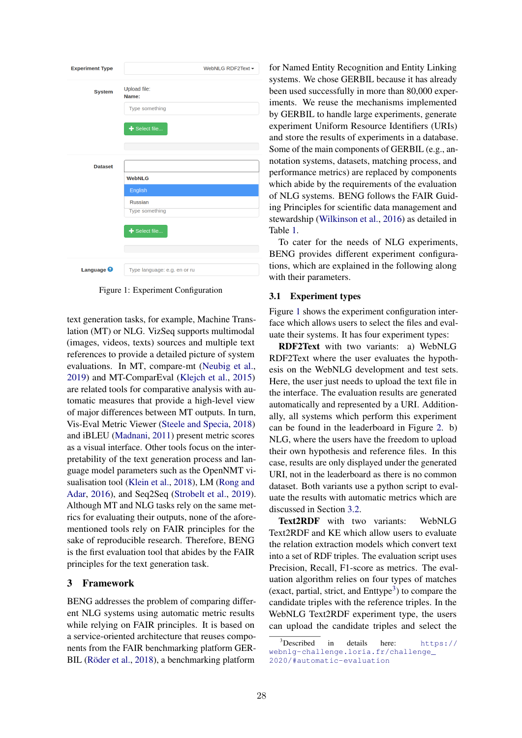Figure 1: Experiment Configuration

text generation tasks, for example, Machine Translation (MT) or NLG. VizSeq supports multimodal (images, videos, texts) sources and multiple text references to provide a detailed picture of system evaluations. In MT, compare-mt (Neubig et al., 2019) and MT-ComparEval (Klejch et al., 2015) are related tools for comparative analysis with automatic measures that provide a high-level view of major differences between MT outputs. In turn, Vis-Eval Metric Viewer (Steele and Specia, 2018) and iBLEU (Madnani, 2011) present metric scores as a visual interface. Other tools focus on the interpretability of the text generation process and language model parameters such as the OpenNMT visualisation tool (Klein et al., 2018), LM (Rong and Adar, 2016), and Seq2Seq (Strobelt et al., 2019). Although MT and NLG tasks rely on the same metrics for evaluating their outputs, none of the aforementioned tools rely on FAIR principles for the sake of reproducible research. Therefore, BENG is the first evaluation tool that abides by the FAIR principles for the text generation task.

## 3 Framework

BENG addresses the problem of comparing different NLG systems using automatic metric results while relying on FAIR principles. It is based on a service-oriented architecture that reuses components from the FAIR benchmarking platform GERBIL (Röder et al., 2018), a benchmarking platform for Named Entity Recognition and Entity Linking systems. We chose GERBIL because it has already been used successfully in more than 80,000 experiments. We reuse the mechanisms implemented by GERBIL to handle large experiments, generate experiment Uniform Resource Identifiers (URIs) and store the results of experiments in a database. Some of the main components of GERBIL (e.g., annotation systems, datasets, matching process, and performance metrics) are replaced by components which abide by the requirements of the evaluation of NLG systems. BENG follows the FAIR Guiding Principles for scientific data management and stewardship (Wilkinson et al., 2016) as detailed in Table 1.

To cater for the needs of NLG experiments, BENG provides different experiment configurations, which are explained in the following along with their parameters.

### 3.1 Experiment types

Figure 1 shows the experiment configuration interface which allows users to select the files and evaluate their systems. It has four experiment types:

**RDF2Text** with two variants: a) WebNLG RDF2Text where the user evaluates the hypothesis on the WebNLG development and test sets. Here, the user just needs to upload the text file in the interface. The evaluation results are generated automatically and represented by a URI. Additionally, all systems which perform this experiment can be found in the leaderboard in Figure 2. b) NLG, where the users have the freedom to upload their own hypothesis and reference files. In this case, results are only displayed under the generated URI, not in the leaderboard as there is no common dataset. Both variants use a python script to evaluate the results with automatic metrics which are discussed in Section 3.2.

**Text2RDF** with two variants: WebNLG Text2RDF and KE which allow users to evaluate the relation extraction models which convert text into a set of RDF triples. The evaluation script uses Precision, Recall, F1-score as metrics. The evaluation algorithm relies on four types of matches (exact, partial, strict, and Enttype[3]) to compare the candidate triples with the reference triples. In the WebNLG Text2RDF experiment type, the users can upload the candidate triples and select the

[3] Described in details here: https://webnlg-challenge.loria.fr/challenge_2020/#automatic-evaluation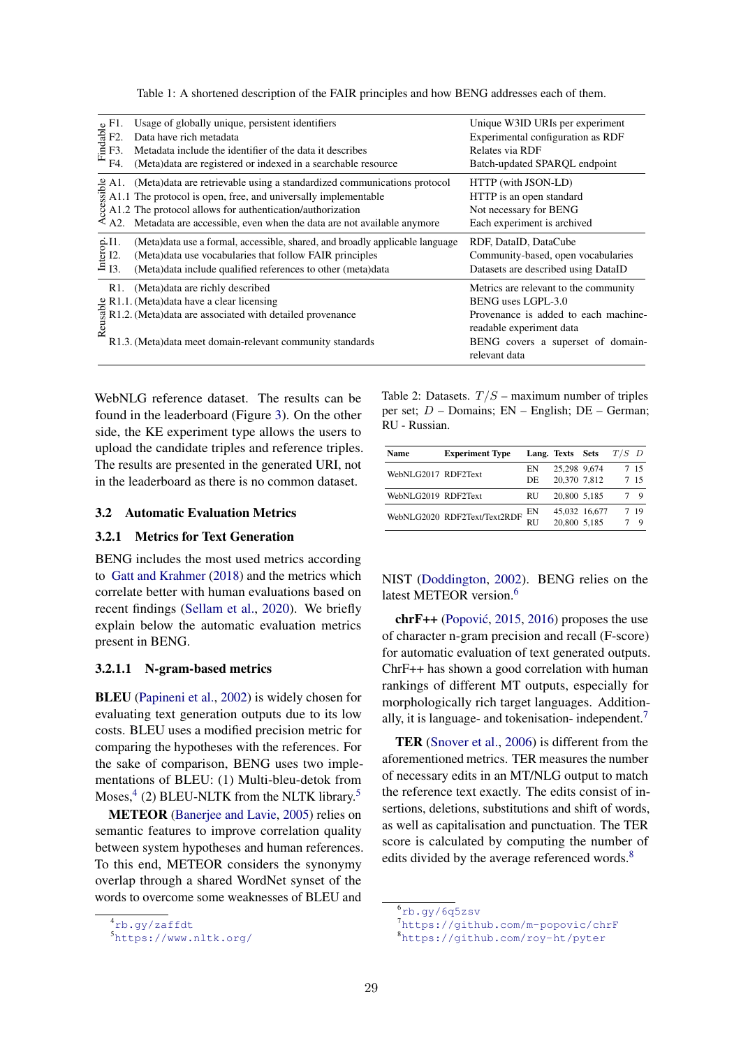Table 1: A shortened description of the FAIR principles and how BENG addresses each of them.

| | | Principle | BENG |
|---|---|---|---|
| Findable | F1. | Usage of globally unique, persistent identifiers | Unique W3ID URIs per experiment |
| | F2. | Data have rich metadata | Experimental configuration as RDF |
| | F3. | Metadata include the identifier of the data it describes | Relates via RDF |
| | F4. | (Meta)data are registered or indexed in a searchable resource | Batch-updated SPARQL endpoint |
| Accessible | A1. | (Meta)data are retrievable using a standardized communications protocol | HTTP (with JSON-LD) |
| | A1.1 | The protocol is open, free, and universally implementable | HTTP is an open standard |
| | A1.2 | The protocol allows for authentication/authorization | Not necessary for BENG |
| | A2. | Metadata are accessible, even when the data are not available anymore | Each experiment is archived |
| Interop. | I1. | (Meta)data use a formal, accessible, shared, and broadly applicable language | RDF, DataID, DataCube |
| | I2. | (Meta)data use vocabularies that follow FAIR principles | Community-based, open vocabularies |
| | I3. | (Meta)data include qualified references to other (meta)data | Datasets are described using DataID |
| Reusable | R1. | (Meta)data are richly described | Metrics are relevant to the community |
| | R1.1. | (Meta)data have a clear licensing | BENG uses LGPL-3.0 |
| | R1.2. | (Meta)data are associated with detailed provenance | Provenance is added to each machine-readable experiment data |
| | R1.3. | (Meta)data meet domain-relevant community standards | BENG covers a superset of domain-relevant data |

WebNLG reference dataset. The results can be found in the leaderboard (Figure 3). On the other side, the KE experiment type allows the users to upload the candidate triples and reference triples. The results are presented in the generated URI, not in the leaderboard as there is no common dataset.

### 3.2 Automatic Evaluation Metrics

#### 3.2.1 Metrics for Text Generation

BENG includes the most used metrics according to Gatt and Krahmer (2018) and the metrics which correlate better with human evaluations based on recent findings (Sellam et al., 2020). We briefly explain below the automatic evaluation metrics present in BENG.

##### 3.2.1.1 N-gram-based metrics

**BLEU** (Papineni et al., 2002) is widely chosen for evaluating text generation outputs due to its low costs. BLEU uses a modified precision metric for comparing the hypotheses with the references. For the sake of comparison, BENG uses two implementations of BLEU: (1) Multi-bleu-detok from Moses,[4] (2) BLEU-NLTK from the NLTK library.[5]

**METEOR** (Banerjee and Lavie, 2005) relies on semantic features to improve correlation quality between system hypotheses and human references. To this end, METEOR considers the synonymy overlap through a shared WordNet synset of the words to overcome some weaknesses of BLEU and NIST (Doddington, 2002). BENG relies on the latest METEOR version.[6]

Table 2: Datasets. $T/S$ – maximum number of triples per set; $D$ – Domains; EN – English; DE – German; RU - Russian.

| Name | Experiment Type | Lang. | Texts | Sets | $T/S$ | $D$ |
|---|---|---|---|---|---|---|
| WebNLG2017 | RDF2Text | EN | 25,298 | 9,674 | 7 | 15 |
| | | DE | 20,370 | 7,812 | 7 | 15 |
| WebNLG2019 | RDF2Text | RU | 20,800 | 5,185 | 7 | 9 |
| WebNLG2020 | RDF2Text/Text2RDF | EN | 45,032 | 16,677 | 7 | 19 |
| | | RU | 20,800 | 5,185 | 7 | 9 |

**chrF++** (Popović, 2015, 2016) proposes the use of character n-gram precision and recall (F-score) for automatic evaluation of text generated outputs. ChrF++ has shown a good correlation with human rankings of different MT outputs, especially for morphologically rich target languages. Additionally, it is language- and tokenisation- independent.[7]

**TER** (Snover et al., 2006) is different from the aforementioned metrics. TER measures the number of necessary edits in an MT/NLG output to match the reference text exactly. The edits consist of insertions, deletions, substitutions and shift of words, as well as capitalisation and punctuation. The TER score is calculated by computing the number of edits divided by the average referenced words.[8]

[4] rb.gy/zaffdt
[5] https://www.nltk.org/
[6] rb.gy/6q5zsv
[7] https://github.com/m-popovic/chrF
[8] https://github.com/roy-ht/pyter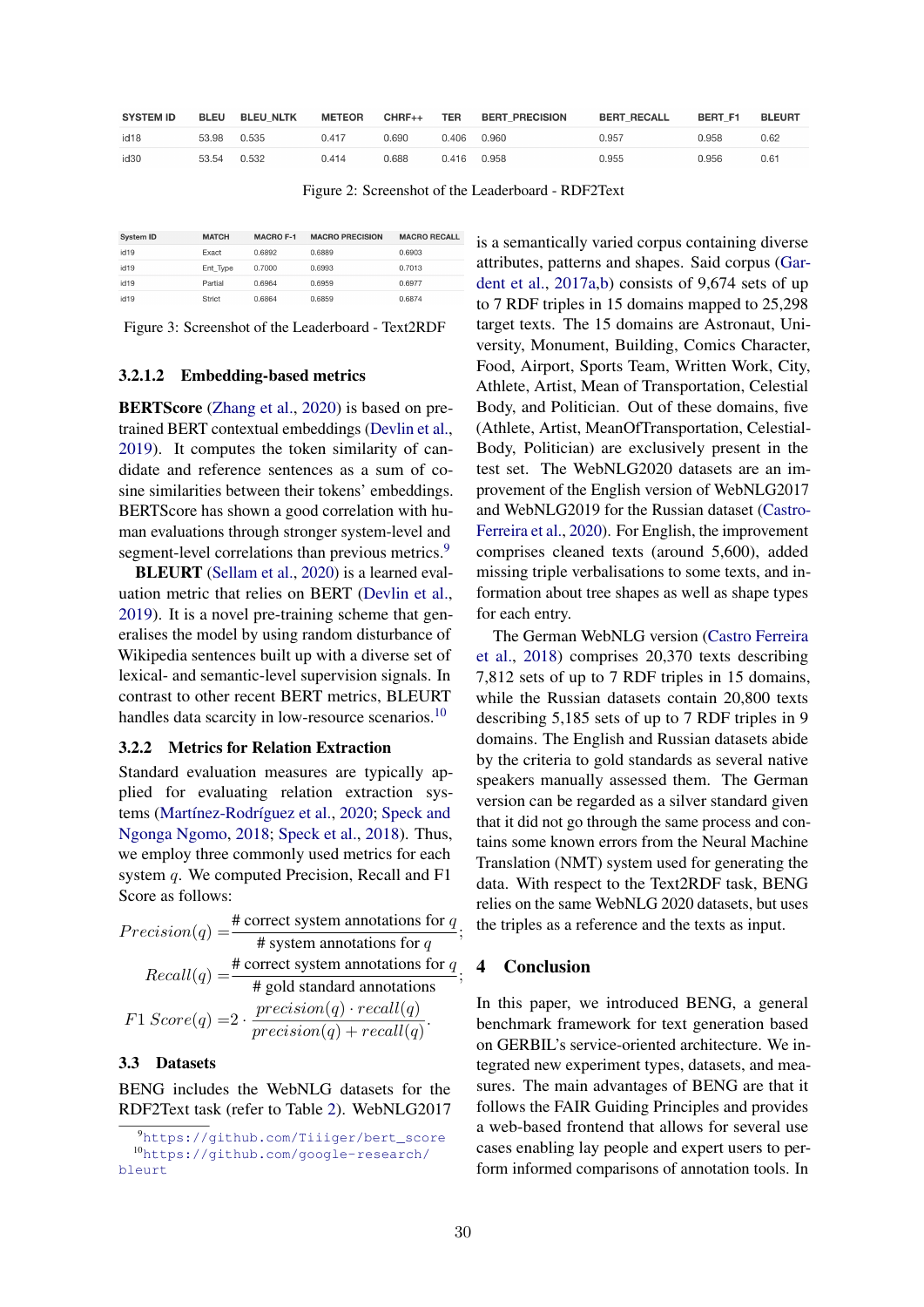| SYSTEM ID | BLEU | BLEU_NLTK | METEOR | CHRF++ | TER | BERT_PRECISION | BERT_RECALL | BERT_F1 | BLEURT |
|---|---|---|---|---|---|---|---|---|---|
| id18 | 53.98 | 0.535 | 0.417 | 0.690 | 0.406 | 0.960 | 0.957 | 0.958 | 0.62 |
| id30 | 53.54 | 0.532 | 0.414 | 0.688 | 0.416 | 0.958 | 0.955 | 0.956 | 0.61 |

Figure 2: Screenshot of the Leaderboard - RDF2Text

| System ID | MATCH | MACRO F-1 | MACRO PRECISION | MACRO RECALL |
|---|---|---|---|---|
| id19 | Exact | 0.6892 | 0.6889 | 0.6903 |
| id19 | Ent_Type | 0.7000 | 0.6993 | 0.7013 |
| id19 | Partial | 0.6964 | 0.6959 | 0.6977 |
| id19 | Strict | 0.6864 | 0.6859 | 0.6874 |

Figure 3: Screenshot of the Leaderboard - Text2RDF

#### 3.2.1.2 Embedding-based metrics

**BERTScore** (Zhang et al., 2020) is based on pre-trained BERT contextual embeddings (Devlin et al., 2019). It computes the token similarity of candidate and reference sentences as a sum of cosine similarities between their tokens' embeddings. BERTScore has shown a good correlation with human evaluations through stronger system-level and segment-level correlations than previous metrics.[9]

**BLEURT** (Sellam et al., 2020) is a learned evaluation metric that relies on BERT (Devlin et al., 2019). It is a novel pre-training scheme that generalises the model by using random disturbance of Wikipedia sentences built up with a diverse set of lexical- and semantic-level supervision signals. In contrast to other recent BERT metrics, BLEURT handles data scarcity in low-resource scenarios.[10]

### 3.2.2 Metrics for Relation Extraction

Standard evaluation measures are typically applied for evaluating relation extraction systems (Martínez-Rodríguez et al., 2020; Speck and Ngonga Ngomo, 2018; Speck et al., 2018). Thus, we employ three commonly used metrics for each system $q$. We computed Precision, Recall and F1 Score as follows:

$$Precision(q) = \frac{\#\text{ correct system annotations for } q}{\#\text{ system annotations for } q};$$

$$Recall(q) = \frac{\#\text{ correct system annotations for } q}{\#\text{ gold standard annotations}};$$

$$F1\ Score(q) = 2 \cdot \frac{precision(q) \cdot recall(q)}{precision(q) + recall(q)}.$$

### 3.3 Datasets

BENG includes the WebNLG datasets for the RDF2Text task (refer to Table 2). WebNLG2017 is a semantically varied corpus containing diverse attributes, patterns and shapes. Said corpus (Gardent et al., 2017a,b) consists of 9,674 sets of up to 7 RDF triples in 15 domains mapped to 25,298 target texts. The 15 domains are Astronaut, University, Monument, Building, Comics Character, Food, Airport, Sports Team, Written Work, City, Athlete, Artist, Mean of Transportation, Celestial Body, and Politician. Out of these domains, five (Athlete, Artist, MeanOfTransportation, CelestialBody, Politician) are exclusively present in the test set. The WebNLG2020 datasets are an improvement of the English version of WebNLG2017 and WebNLG2019 for the Russian dataset (Castro-Ferreira et al., 2020). For English, the improvement comprises cleaned texts (around 5,600), added missing triple verbalisations to some texts, and information about tree shapes as well as shape types for each entry.

The German WebNLG version (Castro Ferreira et al., 2018) comprises 20,370 texts describing 7,812 sets of up to 7 RDF triples in 15 domains, while the Russian datasets contain 20,800 texts describing 5,185 sets of up to 7 RDF triples in 9 domains. The English and Russian datasets abide by the criteria to gold standards as several native speakers manually assessed them. The German version can be regarded as a silver standard given that it did not go through the same process and contains some known errors from the Neural Machine Translation (NMT) system used for generating the data. With respect to the Text2RDF task, BENG relies on the same WebNLG 2020 datasets, but uses the triples as a reference and the texts as input.

## 4 Conclusion

In this paper, we introduced BENG, a general benchmark framework for text generation based on GERBIL's service-oriented architecture. We integrated new experiment types, datasets, and measures. The main advantages of BENG are that it follows the FAIR Guiding Principles and provides a web-based frontend that allows for several use cases enabling lay people and expert users to perform informed comparisons of annotation tools. In

[9] https://github.com/Tiiiger/bert_score

[10] https://github.com/google-research/bleurt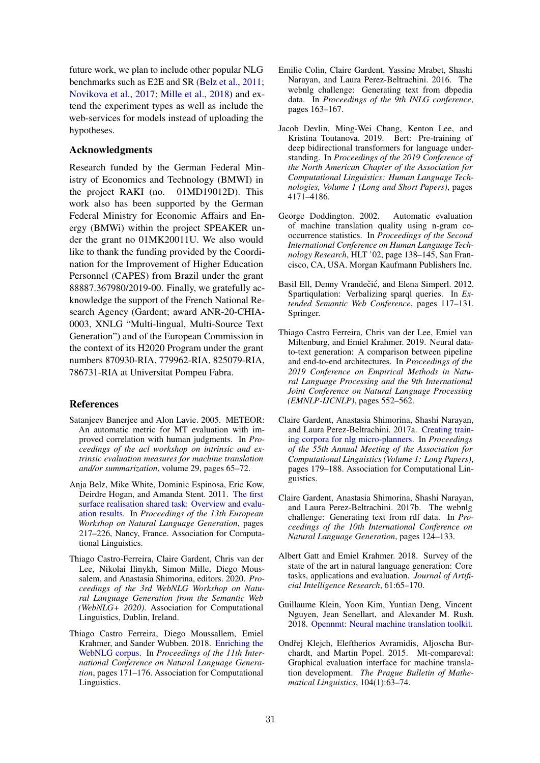future work, we plan to include other popular NLG benchmarks such as E2E and SR (Belz et al., 2011; Novikova et al., 2017; Mille et al., 2018) and extend the experiment types as well as include the web-services for models instead of uploading the hypotheses.

## Acknowledgments

Research funded by the German Federal Ministry of Economics and Technology (BMWI) in the project RAKI (no. 01MD19012D). This work also has been supported by the German Federal Ministry for Economic Affairs and Energy (BMWi) within the project SPEAKER under the grant no 01MK20011U. We also would like to thank the funding provided by the Coordination for the Improvement of Higher Education Personnel (CAPES) from Brazil under the grant 88887.367980/2019-00. Finally, we gratefully acknowledge the support of the French National Research Agency (Gardent; award ANR-20-CHIA-0003, XNLG "Multi-lingual, Multi-Source Text Generation") and of the European Commission in the context of its H2020 Program under the grant numbers 870930-RIA, 779962-RIA, 825079-RIA, 786731-RIA at Universitat Pompeu Fabra.

## References

Satanjeev Banerjee and Alon Lavie. 2005. METEOR: An automatic metric for MT evaluation with improved correlation with human judgments. In *Proceedings of the acl workshop on intrinsic and extrinsic evaluation measures for machine translation and/or summarization*, volume 29, pages 65–72.

Anja Belz, Mike White, Dominic Espinosa, Eric Kow, Deirdre Hogan, and Amanda Stent. 2011. The first surface realisation shared task: Overview and evaluation results. In *Proceedings of the 13th European Workshop on Natural Language Generation*, pages 217–226, Nancy, France. Association for Computational Linguistics.

Thiago Castro-Ferreira, Claire Gardent, Chris van der Lee, Nikolai Ilinykh, Simon Mille, Diego Moussallem, and Anastasia Shimorina, editors. 2020. *Proceedings of the 3rd WebNLG Workshop on Natural Language Generation from the Semantic Web (WebNLG+ 2020)*. Association for Computational Linguistics, Dublin, Ireland.

Thiago Castro Ferreira, Diego Moussallem, Emiel Krahmer, and Sander Wubben. 2018. Enriching the WebNLG corpus. In *Proceedings of the 11th International Conference on Natural Language Generation*, pages 171–176. Association for Computational Linguistics.

Emilie Colin, Claire Gardent, Yassine Mrabet, Shashi Narayan, and Laura Perez-Beltrachini. 2016. The webnlg challenge: Generating text from dbpedia data. In *Proceedings of the 9th INLG conference*, pages 163–167.

Jacob Devlin, Ming-Wei Chang, Kenton Lee, and Kristina Toutanova. 2019. Bert: Pre-training of deep bidirectional transformers for language understanding. In *Proceedings of the 2019 Conference of the North American Chapter of the Association for Computational Linguistics: Human Language Technologies, Volume 1 (Long and Short Papers)*, pages 4171–4186.

George Doddington. 2002. Automatic evaluation of machine translation quality using n-gram co-occurrence statistics. In *Proceedings of the Second International Conference on Human Language Technology Research*, HLT '02, page 138–145, San Francisco, CA, USA. Morgan Kaufmann Publishers Inc.

Basil Ell, Denny Vrandečić, and Elena Simperl. 2012. Spartiqulation: Verbalizing sparql queries. In *Extended Semantic Web Conference*, pages 117–131. Springer.

Thiago Castro Ferreira, Chris van der Lee, Emiel van Miltenburg, and Emiel Krahmer. 2019. Neural data-to-text generation: A comparison between pipeline and end-to-end architectures. In *Proceedings of the 2019 Conference on Empirical Methods in Natural Language Processing and the 9th International Joint Conference on Natural Language Processing (EMNLP-IJCNLP)*, pages 552–562.

Claire Gardent, Anastasia Shimorina, Shashi Narayan, and Laura Perez-Beltrachini. 2017a. Creating training corpora for nlg micro-planners. In *Proceedings of the 55th Annual Meeting of the Association for Computational Linguistics (Volume 1: Long Papers)*, pages 179–188. Association for Computational Linguistics.

Claire Gardent, Anastasia Shimorina, Shashi Narayan, and Laura Perez-Beltrachini. 2017b. The webnlg challenge: Generating text from rdf data. In *Proceedings of the 10th International Conference on Natural Language Generation*, pages 124–133.

Albert Gatt and Emiel Krahmer. 2018. Survey of the state of the art in natural language generation: Core tasks, applications and evaluation. *Journal of Artificial Intelligence Research*, 61:65–170.

Guillaume Klein, Yoon Kim, Yuntian Deng, Vincent Nguyen, Jean Senellart, and Alexander M. Rush. 2018. Opennmt: Neural machine translation toolkit.

Ondřej Klejch, Eleftherios Avramidis, Aljoscha Burchardt, and Martin Popel. 2015. Mt-compareval: Graphical evaluation interface for machine translation development. *The Prague Bulletin of Mathematical Linguistics*, 104(1):63–74.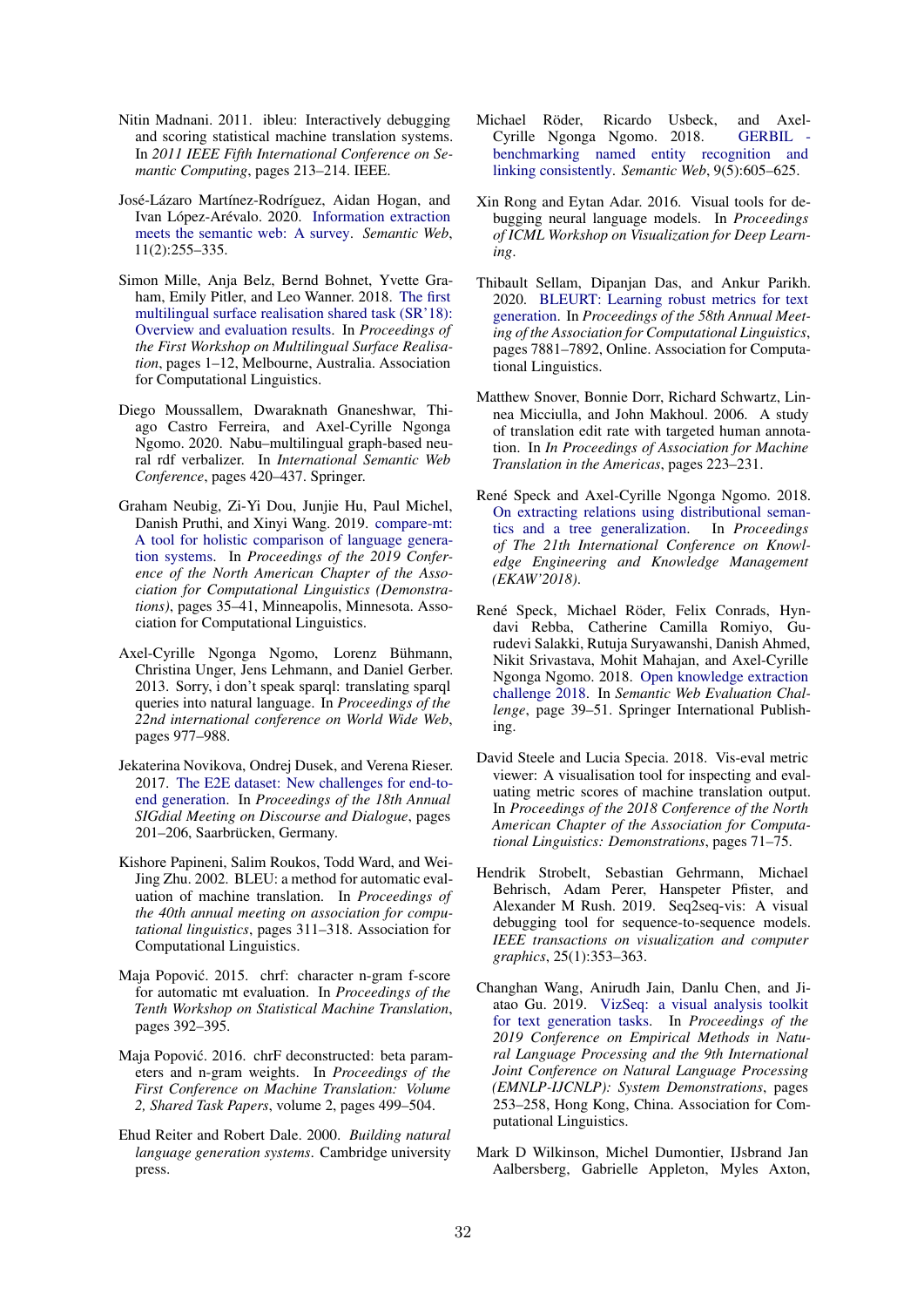Nitin Madnani. 2011. ibleu: Interactively debugging and scoring statistical machine translation systems. In *2011 IEEE Fifth International Conference on Semantic Computing*, pages 213–214. IEEE.

José-Lázaro Martínez-Rodríguez, Aidan Hogan, and Ivan López-Arévalo. 2020. Information extraction meets the semantic web: A survey. *Semantic Web*, 11(2):255–335.

Simon Mille, Anja Belz, Bernd Bohnet, Yvette Graham, Emily Pitler, and Leo Wanner. 2018. The first multilingual surface realisation shared task (SR'18): Overview and evaluation results. In *Proceedings of the First Workshop on Multilingual Surface Realisation*, pages 1–12, Melbourne, Australia. Association for Computational Linguistics.

Diego Moussallem, Dwaraknath Gnaneshwar, Thiago Castro Ferreira, and Axel-Cyrille Ngonga Ngomo. 2020. Nabu–multilingual graph-based neural rdf verbalizer. In *International Semantic Web Conference*, pages 420–437. Springer.

Graham Neubig, Zi-Yi Dou, Junjie Hu, Paul Michel, Danish Pruthi, and Xinyi Wang. 2019. compare-mt: A tool for holistic comparison of language generation systems. In *Proceedings of the 2019 Conference of the North American Chapter of the Association for Computational Linguistics (Demonstrations)*, pages 35–41, Minneapolis, Minnesota. Association for Computational Linguistics.

Axel-Cyrille Ngonga Ngomo, Lorenz Bühmann, Christina Unger, Jens Lehmann, and Daniel Gerber. 2013. Sorry, i don't speak sparql: translating sparql queries into natural language. In *Proceedings of the 22nd international conference on World Wide Web*, pages 977–988.

Jekaterina Novikova, Ondrej Dusek, and Verena Rieser. 2017. The E2E dataset: New challenges for end-to-end generation. In *Proceedings of the 18th Annual SIGdial Meeting on Discourse and Dialogue*, pages 201–206, Saarbrücken, Germany.

Kishore Papineni, Salim Roukos, Todd Ward, and Wei-Jing Zhu. 2002. BLEU: a method for automatic evaluation of machine translation. In *Proceedings of the 40th annual meeting on association for computational linguistics*, pages 311–318. Association for Computational Linguistics.

Maja Popović. 2015. chrf: character n-gram f-score for automatic mt evaluation. In *Proceedings of the Tenth Workshop on Statistical Machine Translation*, pages 392–395.

Maja Popović. 2016. chrF deconstructed: beta parameters and n-gram weights. In *Proceedings of the First Conference on Machine Translation: Volume 2, Shared Task Papers*, volume 2, pages 499–504.

Ehud Reiter and Robert Dale. 2000. *Building natural language generation systems*. Cambridge university press.

Michael Röder, Ricardo Usbeck, and Axel-Cyrille Ngonga Ngomo. 2018. GERBIL - benchmarking named entity recognition and linking consistently. *Semantic Web*, 9(5):605–625.

Xin Rong and Eytan Adar. 2016. Visual tools for debugging neural language models. In *Proceedings of ICML Workshop on Visualization for Deep Learning*.

Thibault Sellam, Dipanjan Das, and Ankur Parikh. 2020. BLEURT: Learning robust metrics for text generation. In *Proceedings of the 58th Annual Meeting of the Association for Computational Linguistics*, pages 7881–7892, Online. Association for Computational Linguistics.

Matthew Snover, Bonnie Dorr, Richard Schwartz, Linnea Micciulla, and John Makhoul. 2006. A study of translation edit rate with targeted human annotation. In *In Proceedings of Association for Machine Translation in the Americas*, pages 223–231.

René Speck and Axel-Cyrille Ngonga Ngomo. 2018. On extracting relations using distributional semantics and a tree generalization. In *Proceedings of The 21th International Conference on Knowledge Engineering and Knowledge Management (EKAW'2018)*.

René Speck, Michael Röder, Felix Conrads, Hyndavi Rebba, Catherine Camilla Romiyo, Gurudevi Salakki, Rutuja Suryawanshi, Danish Ahmed, Nikit Srivastava, Mohit Mahajan, and Axel-Cyrille Ngonga Ngomo. 2018. Open knowledge extraction challenge 2018. In *Semantic Web Evaluation Challenge*, page 39–51. Springer International Publishing.

David Steele and Lucia Specia. 2018. Vis-eval metric viewer: A visualisation tool for inspecting and evaluating metric scores of machine translation output. In *Proceedings of the 2018 Conference of the North American Chapter of the Association for Computational Linguistics: Demonstrations*, pages 71–75.

Hendrik Strobelt, Sebastian Gehrmann, Michael Behrisch, Adam Perer, Hanspeter Pfister, and Alexander M Rush. 2019. Seq2seq-vis: A visual debugging tool for sequence-to-sequence models. *IEEE transactions on visualization and computer graphics*, 25(1):353–363.

Changhan Wang, Anirudh Jain, Danlu Chen, and Jiatao Gu. 2019. VizSeq: a visual analysis toolkit for text generation tasks. In *Proceedings of the 2019 Conference on Empirical Methods in Natural Language Processing and the 9th International Joint Conference on Natural Language Processing (EMNLP-IJCNLP): System Demonstrations*, pages 253–258, Hong Kong, China. Association for Computational Linguistics.

Mark D Wilkinson, Michel Dumontier, IJsbrand Jan Aalbersberg, Gabrielle Appleton, Myles Axton,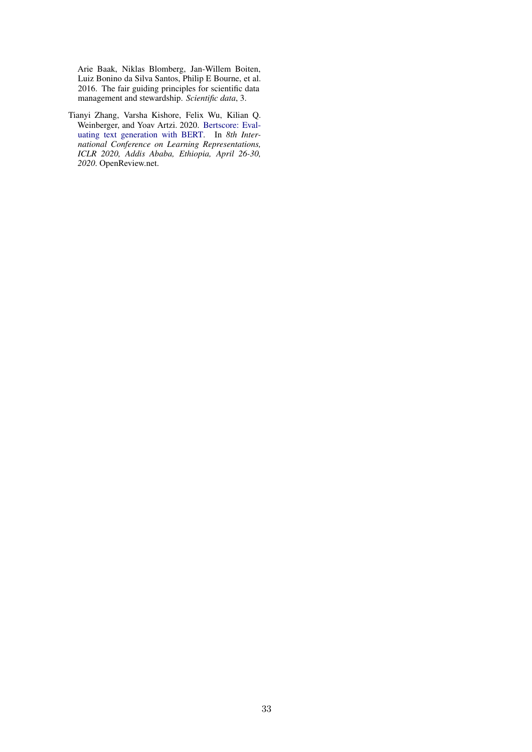Arie Baak, Niklas Blomberg, Jan-Willem Boiten, Luiz Bonino da Silva Santos, Philip E Bourne, et al. 2016. The fair guiding principles for scientific data management and stewardship. *Scientific data*, 3.

Tianyi Zhang, Varsha Kishore, Felix Wu, Kilian Q. Weinberger, and Yoav Artzi. 2020. Bertscore: Evaluating text generation with BERT. In *8th International Conference on Learning Representations, ICLR 2020, Addis Ababa, Ethiopia, April 26-30, 2020*. OpenReview.net.